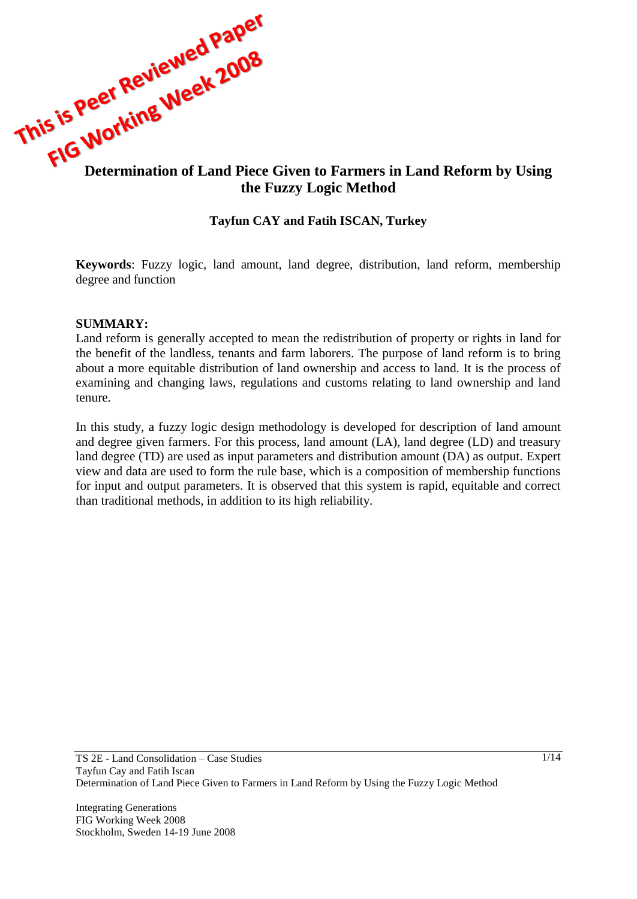This is Peer Reviewed Paper
FIG Working Week 2008

# Determination of Land Piece Given to Farmers in Land Reform by Using the Fuzzy Logic Method

**Tayfun CAY and Fatih ISCAN, Turkey**

**Keywords**: Fuzzy logic, land amount, land degree, distribution, land reform, membership degree and function

## SUMMARY:

Land reform is generally accepted to mean the redistribution of property or rights in land for the benefit of the landless, tenants and farm laborers. The purpose of land reform is to bring about a more equitable distribution of land ownership and access to land. It is the process of examining and changing laws, regulations and customs relating to land ownership and land tenure.

In this study, a fuzzy logic design methodology is developed for description of land amount and degree given farmers. For this process, land amount (LA), land degree (LD) and treasury land degree (TD) are used as input parameters and distribution amount (DA) as output. Expert view and data are used to form the rule base, which is a composition of membership functions for input and output parameters. It is observed that this system is rapid, equitable and correct than traditional methods, in addition to its high reliability.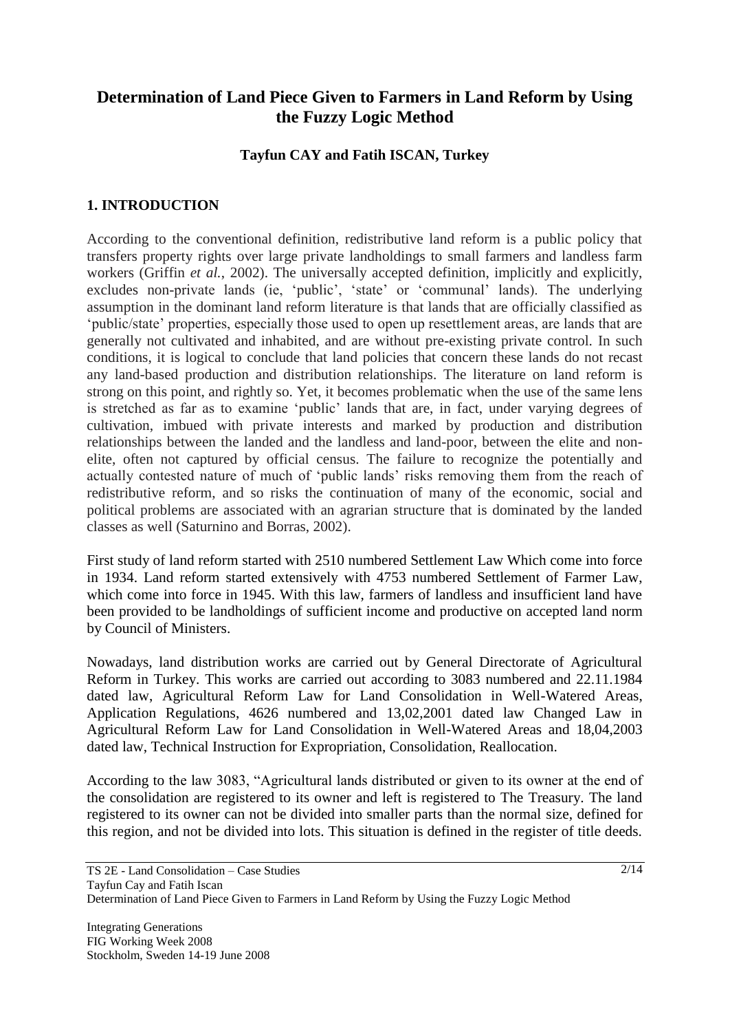# Determination of Land Piece Given to Farmers in Land Reform by Using the Fuzzy Logic Method

**Tayfun CAY and Fatih ISCAN, Turkey**

## 1. INTRODUCTION

According to the conventional definition, redistributive land reform is a public policy that transfers property rights over large private landholdings to small farmers and landless farm workers (Griffin *et al.*, 2002). The universally accepted definition, implicitly and explicitly, excludes non-private lands (ie, 'public', 'state' or 'communal' lands). The underlying assumption in the dominant land reform literature is that lands that are officially classified as 'public/state' properties, especially those used to open up resettlement areas, are lands that are generally not cultivated and inhabited, and are without pre-existing private control. In such conditions, it is logical to conclude that land policies that concern these lands do not recast any land-based production and distribution relationships. The literature on land reform is strong on this point, and rightly so. Yet, it becomes problematic when the use of the same lens is stretched as far as to examine 'public' lands that are, in fact, under varying degrees of cultivation, imbued with private interests and marked by production and distribution relationships between the landed and the landless and land-poor, between the elite and non-elite, often not captured by official census. The failure to recognize the potentially and actually contested nature of much of 'public lands' risks removing them from the reach of redistributive reform, and so risks the continuation of many of the economic, social and political problems are associated with an agrarian structure that is dominated by the landed classes as well (Saturnino and Borras, 2002).

First study of land reform started with 2510 numbered Settlement Law Which come into force in 1934. Land reform started extensively with 4753 numbered Settlement of Farmer Law, which come into force in 1945. With this law, farmers of landless and insufficient land have been provided to be landholdings of sufficient income and productive on accepted land norm by Council of Ministers.

Nowadays, land distribution works are carried out by General Directorate of Agricultural Reform in Turkey. This works are carried out according to 3083 numbered and 22.11.1984 dated law, Agricultural Reform Law for Land Consolidation in Well-Watered Areas, Application Regulations, 4626 numbered and 13,02,2001 dated law Changed Law in Agricultural Reform Law for Land Consolidation in Well-Watered Areas and 18,04,2003 dated law, Technical Instruction for Expropriation, Consolidation, Reallocation.

According to the law 3083, "Agricultural lands distributed or given to its owner at the end of the consolidation are registered to its owner and left is registered to The Treasury. The land registered to its owner can not be divided into smaller parts than the normal size, defined for this region, and not be divided into lots. This situation is defined in the register of title deeds.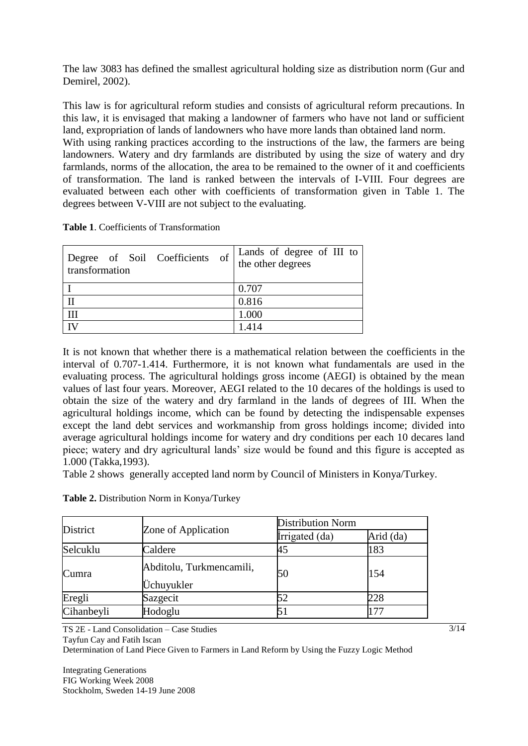The law 3083 has defined the smallest agricultural holding size as distribution norm (Gur and Demirel, 2002).

This law is for agricultural reform studies and consists of agricultural reform precautions. In this law, it is envisaged that making a landowner of farmers who have not land or sufficient land, expropriation of lands of landowners who have more lands than obtained land norm. With using ranking practices according to the instructions of the law, the farmers are being landowners. Watery and dry farmlands are distributed by using the size of watery and dry farmlands, norms of the allocation, the area to be remained to the owner of it and coefficients of transformation. The land is ranked between the intervals of I-VIII. Four degrees are evaluated between each other with coefficients of transformation given in Table 1. The degrees between V-VIII are not subject to the evaluating.

**Table 1**. Coefficients of Transformation

| Degree of Soil Coefficients of transformation | Lands of degree of III to the other degrees |
|---|---|
| I | 0.707 |
| II | 0.816 |
| III | 1.000 |
| IV | 1.414 |

It is not known that whether there is a mathematical relation between the coefficients in the interval of 0.707-1.414. Furthermore, it is not known what fundamentals are used in the evaluating process. The agricultural holdings gross income (AEGI) is obtained by the mean values of last four years. Moreover, AEGI related to the 10 decares of the holdings is used to obtain the size of the watery and dry farmland in the lands of degrees of III. When the agricultural holdings income, which can be found by detecting the indispensable expenses except the land debt services and workmanship from gross holdings income; divided into average agricultural holdings income for watery and dry conditions per each 10 decares land piece; watery and dry agricultural lands' size would be found and this figure is accepted as 1.000 (Takka,1993).

Table 2 shows generally accepted land norm by Council of Ministers in Konya/Turkey.

**Table 2.** Distribution Norm in Konya/Turkey

| District | Zone of Application | Distribution Norm | |
|---|---|---|---|
| | | İrrigated (da) | Arid (da) |
| Selcuklu | Caldere | 45 | 183 |
| Cumra | Abditolu, Turkmencamili, Üchuyukler | 50 | 154 |
| Eregli | Sazgecit | 52 | 228 |
| Cihanbeyli | Hodoglu | 51 | 177 |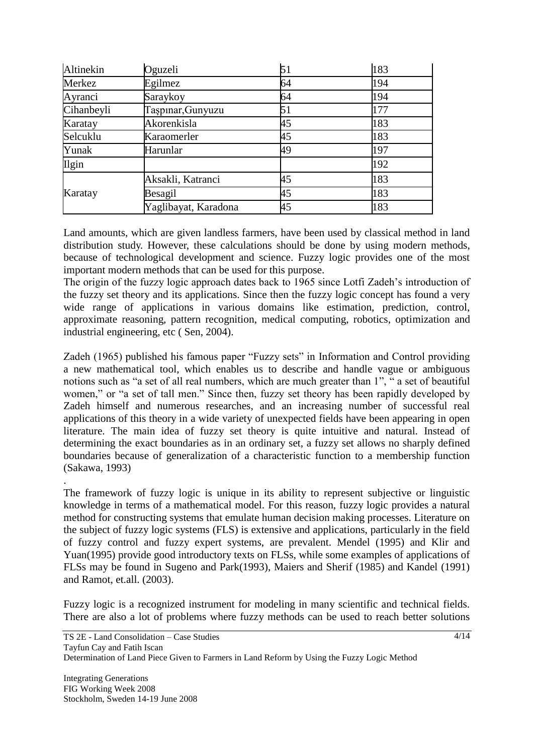| | | | |
|---|---|---|---|
| Altinekin | Oguzeli | 51 | 183 |
| Merkez | Egilmez | 64 | 194 |
| Ayranci | Saraykoy | 64 | 194 |
| Cihanbeyli | Taşpınar,Gunyuzu | 51 | 177 |
| Karatay | Akorenkisla | 45 | 183 |
| Selcuklu | Karaomerler | 45 | 183 |
| Yunak | Harunlar | 49 | 197 |
| Ilgin | | | 192 |
| Karatay | Aksakli, Katranci | 45 | 183 |
| | Besagil | 45 | 183 |
| | Yaglibayat, Karadona | 45 | 183 |

Land amounts, which are given landless farmers, have been used by classical method in land distribution study. However, these calculations should be done by using modern methods, because of technological development and science. Fuzzy logic provides one of the most important modern methods that can be used for this purpose.
The origin of the fuzzy logic approach dates back to 1965 since Lotfi Zadeh's introduction of the fuzzy set theory and its applications. Since then the fuzzy logic concept has found a very wide range of applications in various domains like estimation, prediction, control, approximate reasoning, pattern recognition, medical computing, robotics, optimization and industrial engineering, etc ( Sen, 2004).

Zadeh (1965) published his famous paper "Fuzzy sets" in Information and Control providing a new mathematical tool, which enables us to describe and handle vague or ambiguous notions such as "a set of all real numbers, which are much greater than 1", " a set of beautiful women," or "a set of tall men." Since then, fuzzy set theory has been rapidly developed by Zadeh himself and numerous researches, and an increasing number of successful real applications of this theory in a wide variety of unexpected fields have been appearing in open literature. The main idea of fuzzy set theory is quite intuitive and natural. Instead of determining the exact boundaries as in an ordinary set, a fuzzy set allows no sharply defined boundaries because of generalization of a characteristic function to a membership function (Sakawa, 1993)

.
The framework of fuzzy logic is unique in its ability to represent subjective or linguistic knowledge in terms of a mathematical model. For this reason, fuzzy logic provides a natural method for constructing systems that emulate human decision making processes. Literature on the subject of fuzzy logic systems (FLS) is extensive and applications, particularly in the field of fuzzy control and fuzzy expert systems, are prevalent. Mendel (1995) and Klir and Yuan(1995) provide good introductory texts on FLSs, while some examples of applications of FLSs may be found in Sugeno and Park(1993), Maiers and Sherif (1985) and Kandel (1991) and Ramot, et.all. (2003).

Fuzzy logic is a recognized instrument for modeling in many scientific and technical fields. There are also a lot of problems where fuzzy methods can be used to reach better solutions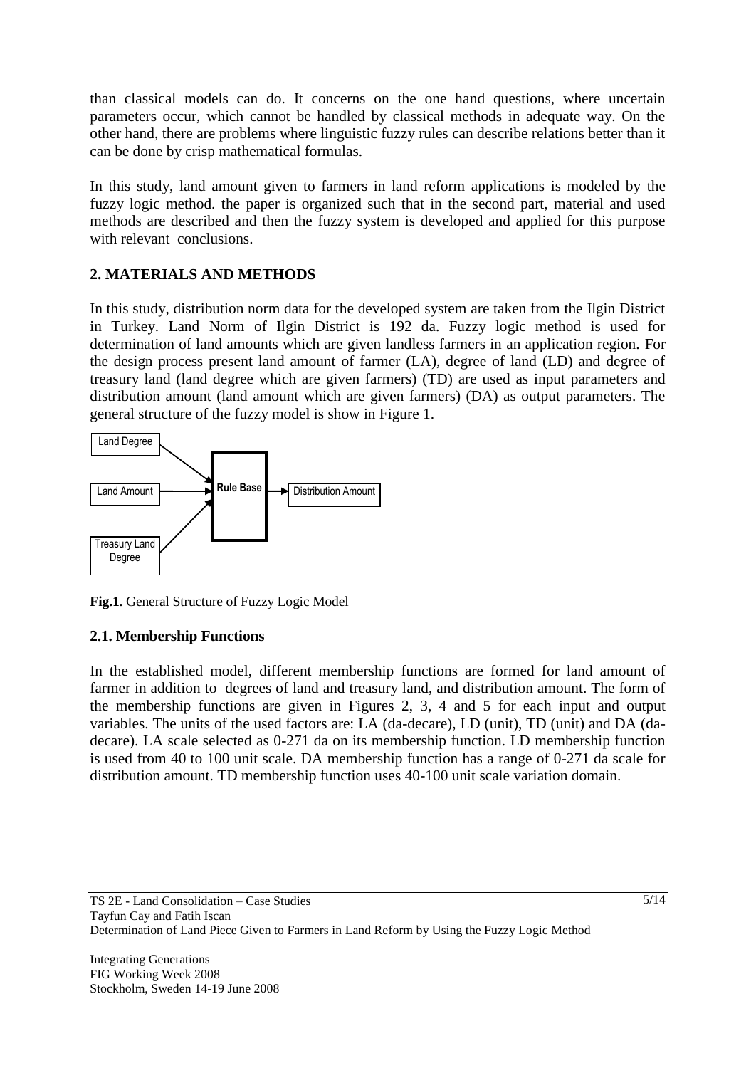than classical models can do. It concerns on the one hand questions, where uncertain parameters occur, which cannot be handled by classical methods in adequate way. On the other hand, there are problems where linguistic fuzzy rules can describe relations better than it can be done by crisp mathematical formulas.

In this study, land amount given to farmers in land reform applications is modeled by the fuzzy logic method. the paper is organized such that in the second part, material and used methods are described and then the fuzzy system is developed and applied for this purpose with relevant conclusions.

## 2. MATERIALS AND METHODS

In this study, distribution norm data for the developed system are taken from the Ilgin District in Turkey. Land Norm of Ilgin District is 192 da. Fuzzy logic method is used for determination of land amounts which are given landless farmers in an application region. For the design process present land amount of farmer (LA), degree of land (LD) and degree of treasury land (land degree which are given farmers) (TD) are used as input parameters and distribution amount (land amount which are given farmers) (DA) as output parameters. The general structure of the fuzzy model is show in Figure 1.

Land Degree

Land Amount

Treasury Land Degree

Rule Base

Distribution Amount

**Fig.1**. General Structure of Fuzzy Logic Model

### 2.1. Membership Functions

In the established model, different membership functions are formed for land amount of farmer in addition to degrees of land and treasury land, and distribution amount. The form of the membership functions are given in Figures 2, 3, 4 and 5 for each input and output variables. The units of the used factors are: LA (da-decare), LD (unit), TD (unit) and DA (da-decare). LA scale selected as 0-271 da on its membership function. LD membership function is used from 40 to 100 unit scale. DA membership function has a range of 0-271 da scale for distribution amount. TD membership function uses 40-100 unit scale variation domain.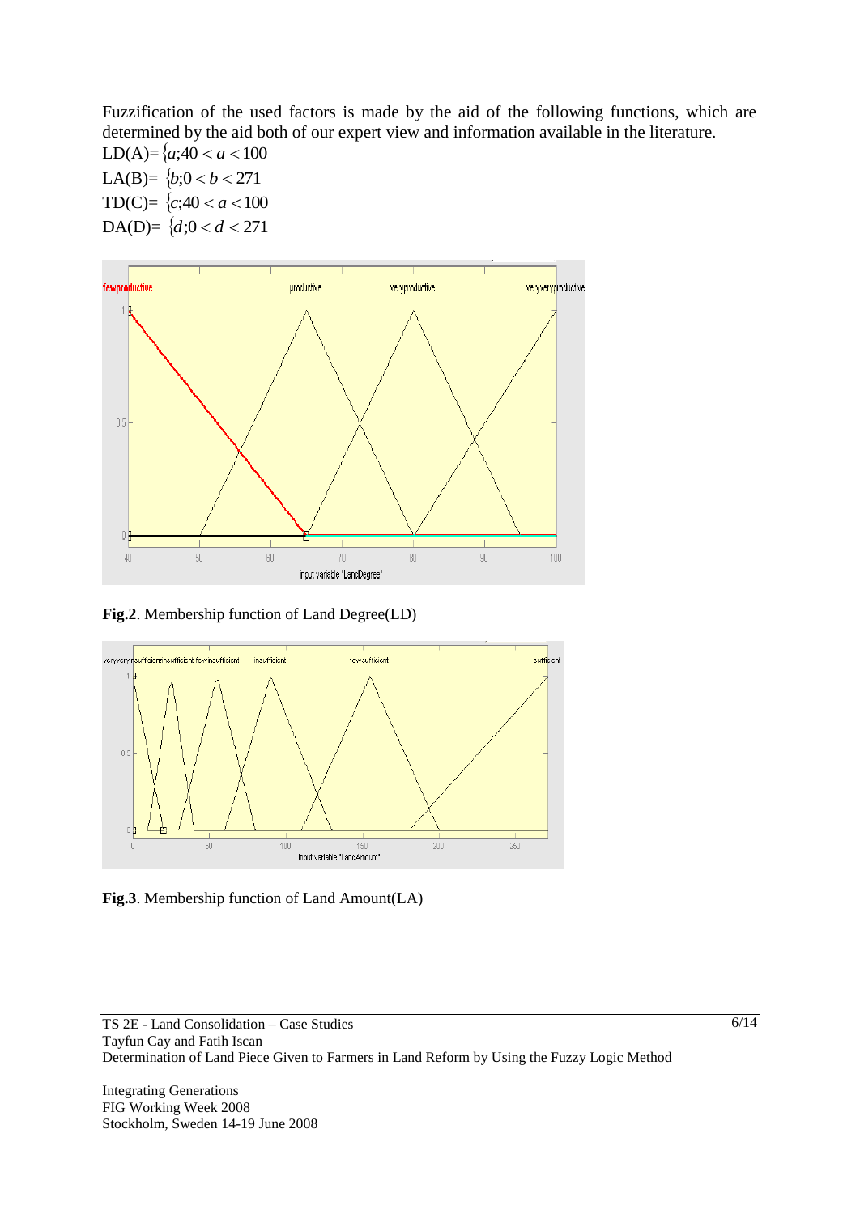Fuzzification of the used factors is made by the aid of the following functions, which are determined by the aid both of our expert view and information available in the literature.

LD(A)= $\{a;40 < a < 100$

LA(B)= $\{b;0 < b < 271$

TD(C)= $\{c;40 < a < 100$

DA(D)= $\{d;0 < d < 271$

**Fig.2**. Membership function of Land Degree(LD)

**Fig.3**. Membership function of Land Amount(LA)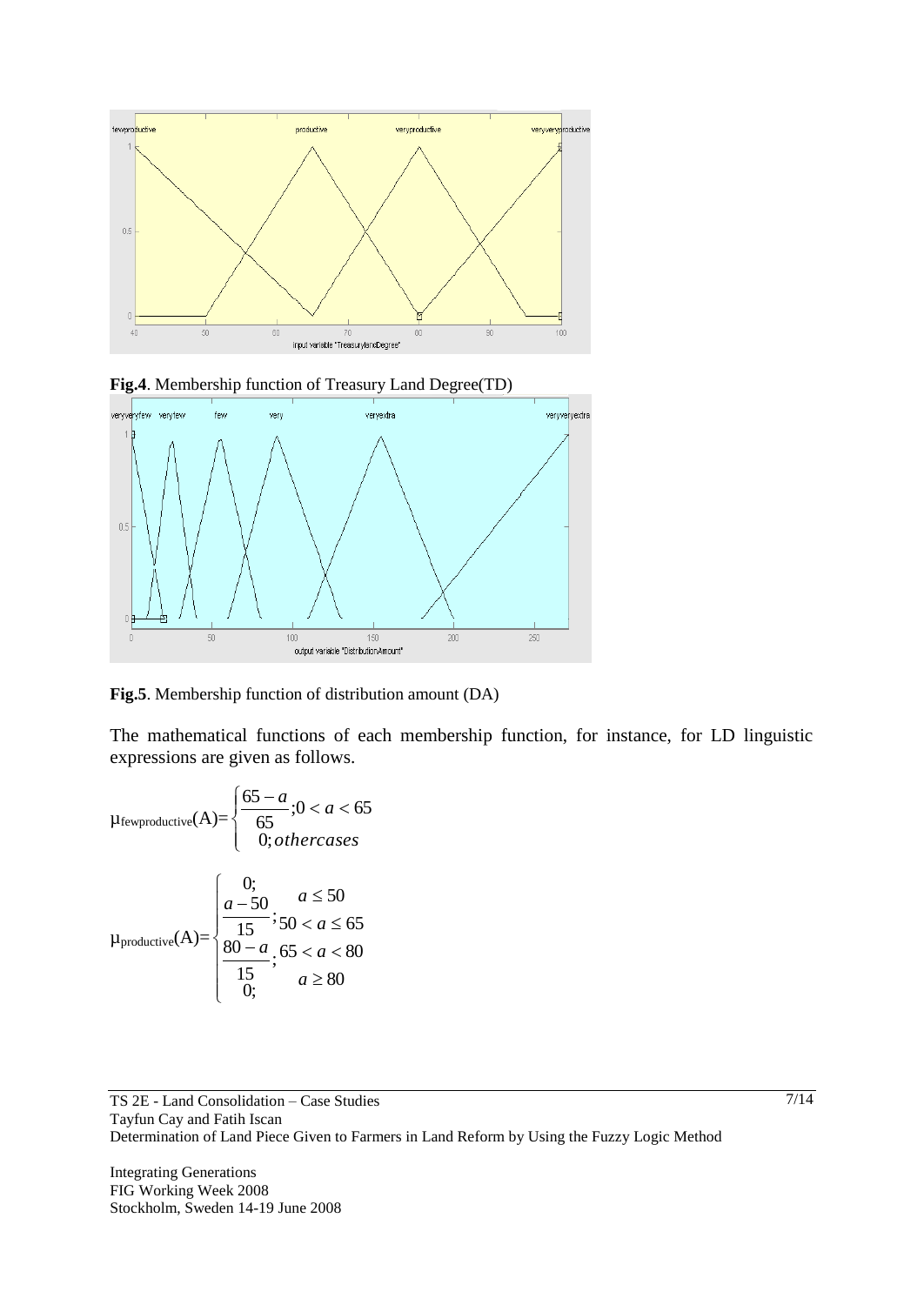**Fig.4**. Membership function of Treasury Land Degree(TD)

**Fig.5**. Membership function of distribution amount (DA)

The mathematical functions of each membership function, for instance, for LD linguistic expressions are given as follows.

$$\mu_{\text{fewproductive}}(A)=\begin{cases}\dfrac{65-a}{65}; 0<a<65\\ 0; other cases\end{cases}$$

$$\mu_{\text{productive}}(A)=\begin{cases}0; & a\le 50\\ \dfrac{a-50}{15}; & 50<a\le 65\\ \dfrac{80-a}{15}; & 65<a<80\\ 0; & a\ge 80\end{cases}$$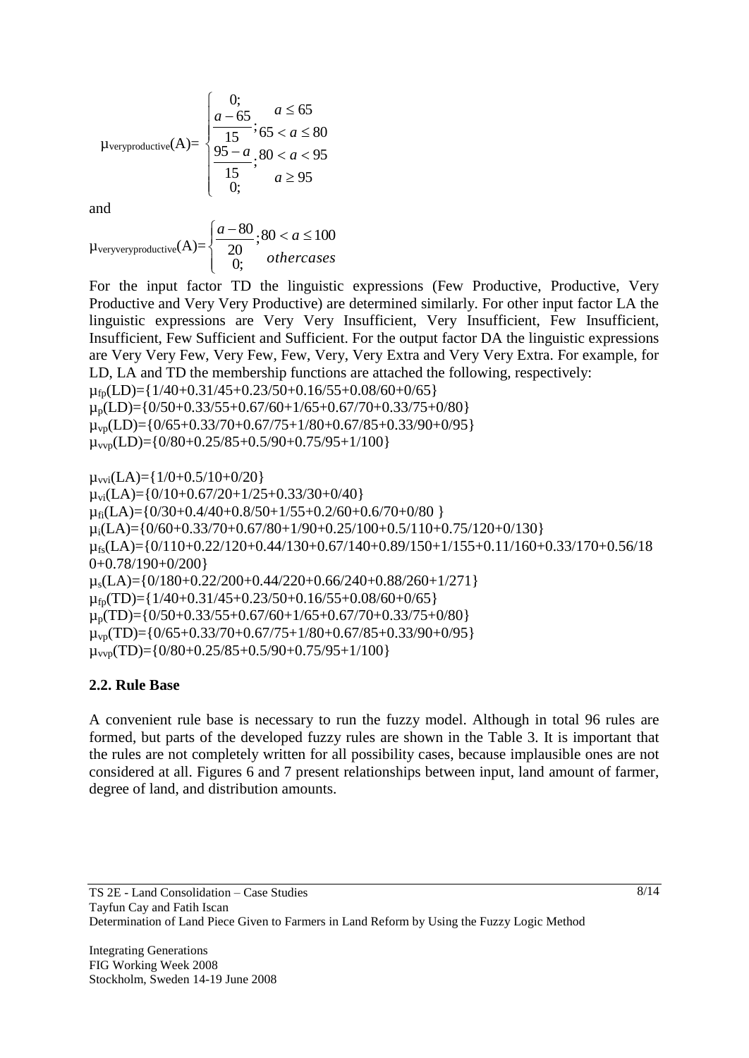$$\mu_{veryproductive}(A)=\begin{cases} 0; & a \leq 65 \\ \dfrac{a-65}{15}; & 65 < a \leq 80 \\ \dfrac{95-a}{15}; & 80 < a < 95 \\ 0; & a \geq 95 \end{cases}$$

and

$$\mu_{veryveryproductive}(A)=\begin{cases} \dfrac{a-80}{20}; & 80 < a \leq 100 \\ 0; & othercases \end{cases}$$

For the input factor TD the linguistic expressions (Few Productive, Productive, Very Productive and Very Very Productive) are determined similarly. For other input factor LA the linguistic expressions are Very Very Insufficient, Very Insufficient, Few Insufficient, Insufficient, Few Sufficient and Sufficient. For the output factor DA the linguistic expressions are Very Very Few, Very Few, Few, Very, Very Extra and Very Very Extra. For example, for LD, LA and TD the membership functions are attached the following, respectively:

$\mu_{fp}(LD)=\{1/40+0.31/45+0.23/50+0.16/55+0.08/60+0/65\}$
$\mu_{p}(LD)=\{0/50+0.33/55+0.67/60+1/65+0.67/70+0.33/75+0/80\}$
$\mu_{vp}(LD)=\{0/65+0.33/70+0.67/75+1/80+0.67/85+0.33/90+0/95\}$
$\mu_{vvp}(LD)=\{0/80+0.25/85+0.5/90+0.75/95+1/100\}$

$\mu_{vvi}(LA)=\{1/0+0.5/10+0/20\}$
$\mu_{vi}(LA)=\{0/10+0.67/20+1/25+0.33/30+0/40\}$
$\mu_{fi}(LA)=\{0/30+0.4/40+0.8/50+1/55+0.2/60+0.6/70+0/80\}$
$\mu_{i}(LA)=\{0/60+0.33/70+0.67/80+1/90+0.25/100+0.5/110+0.75/120+0/130\}$
$\mu_{fs}(LA)=\{0/110+0.22/120+0.44/130+0.67/140+0.89/150+1/155+0.11/160+0.33/170+0.56/180+0.78/190+0/200\}$
$\mu_{s}(LA)=\{0/180+0.22/200+0.44/220+0.66/240+0.88/260+1/271\}$
$\mu_{fp}(TD)=\{1/40+0.31/45+0.23/50+0.16/55+0.08/60+0/65\}$
$\mu_{p}(TD)=\{0/50+0.33/55+0.67/60+1/65+0.67/70+0.33/75+0/80\}$
$\mu_{vp}(TD)=\{0/65+0.33/70+0.67/75+1/80+0.67/85+0.33/90+0/95\}$
$\mu_{vvp}(TD)=\{0/80+0.25/85+0.5/90+0.75/95+1/100\}$

## 2.2. Rule Base

A convenient rule base is necessary to run the fuzzy model. Although in total 96 rules are formed, but parts of the developed fuzzy rules are shown in the Table 3. It is important that the rules are not completely written for all possibility cases, because implausible ones are not considered at all. Figures 6 and 7 present relationships between input, land amount of farmer, degree of land, and distribution amounts.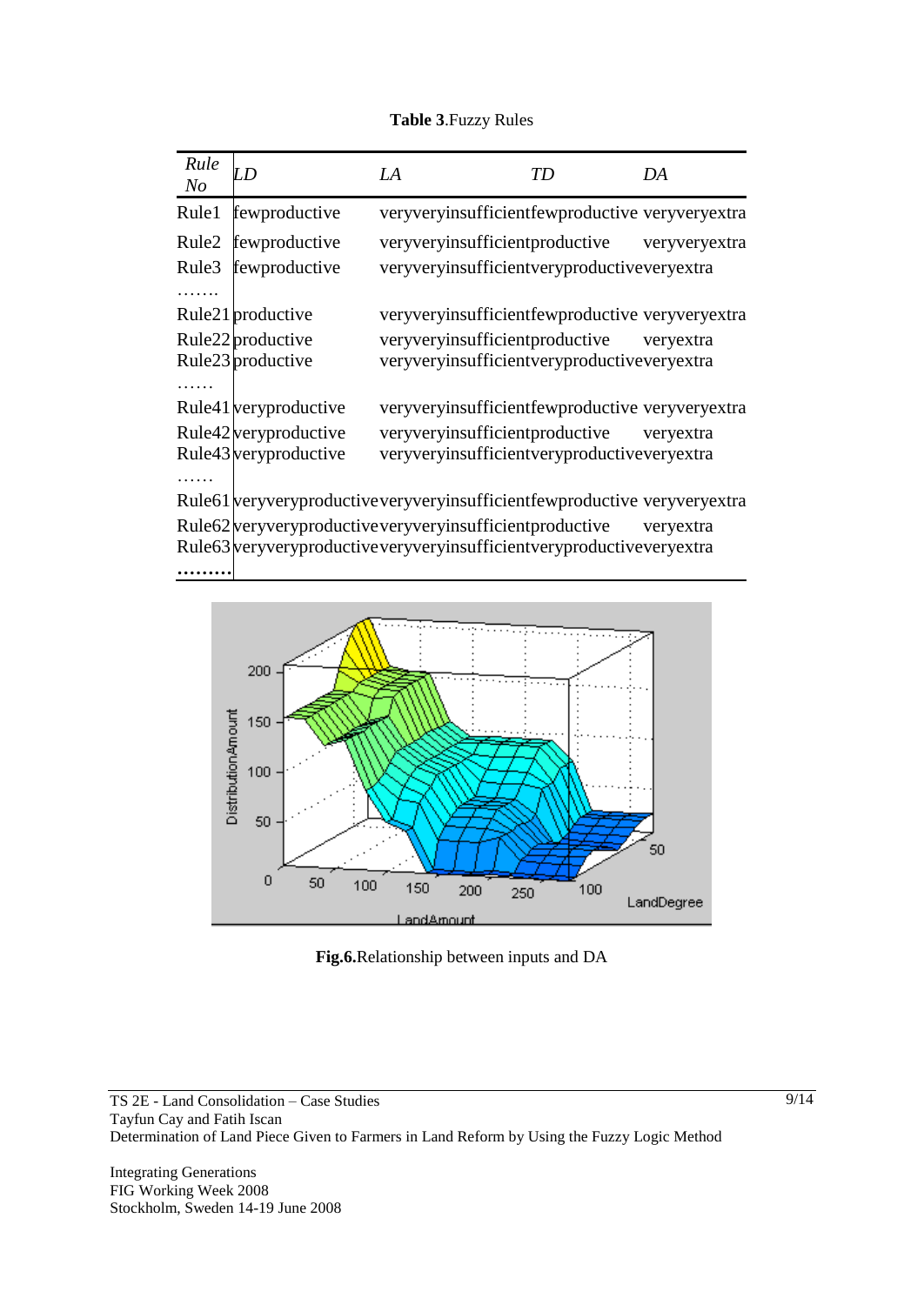**Table 3**.Fuzzy Rules

| *Rule No* | *LD* | *LA* | *TD* | *DA* |
|---|---|---|---|---|
| Rule1 | fewproductive | veryveryinsufficient | fewproductive | veryveryextra |
| Rule2 | fewproductive | veryveryinsufficient | productive | veryveryextra |
| Rule3 | fewproductive | veryveryinsufficient | veryproductive | veryextra |
| ……. | | | | |
| Rule21 | productive | veryveryinsufficient | fewproductive | veryveryextra |
| Rule22 | productive | veryveryinsufficient | productive | veryextra |
| Rule23 | productive | veryveryinsufficient | veryproductive | veryextra |
| …… | | | | |
| Rule41 | veryproductive | veryveryinsufficient | fewproductive | veryveryextra |
| Rule42 | veryproductive | veryveryinsufficient | productive | veryextra |
| Rule43 | veryproductive | veryveryinsufficient | veryproductive | veryextra |
| …… | | | | |
| Rule61 | veryveryproductive | veryveryinsufficient | fewproductive | veryveryextra |
| Rule62 | veryveryproductive | veryveryinsufficient | productive | veryextra |
| Rule63 | veryveryproductive | veryveryinsufficient | veryproductive | veryextra |
| ……… | | | | |

**Fig.6.**Relationship between inputs and DA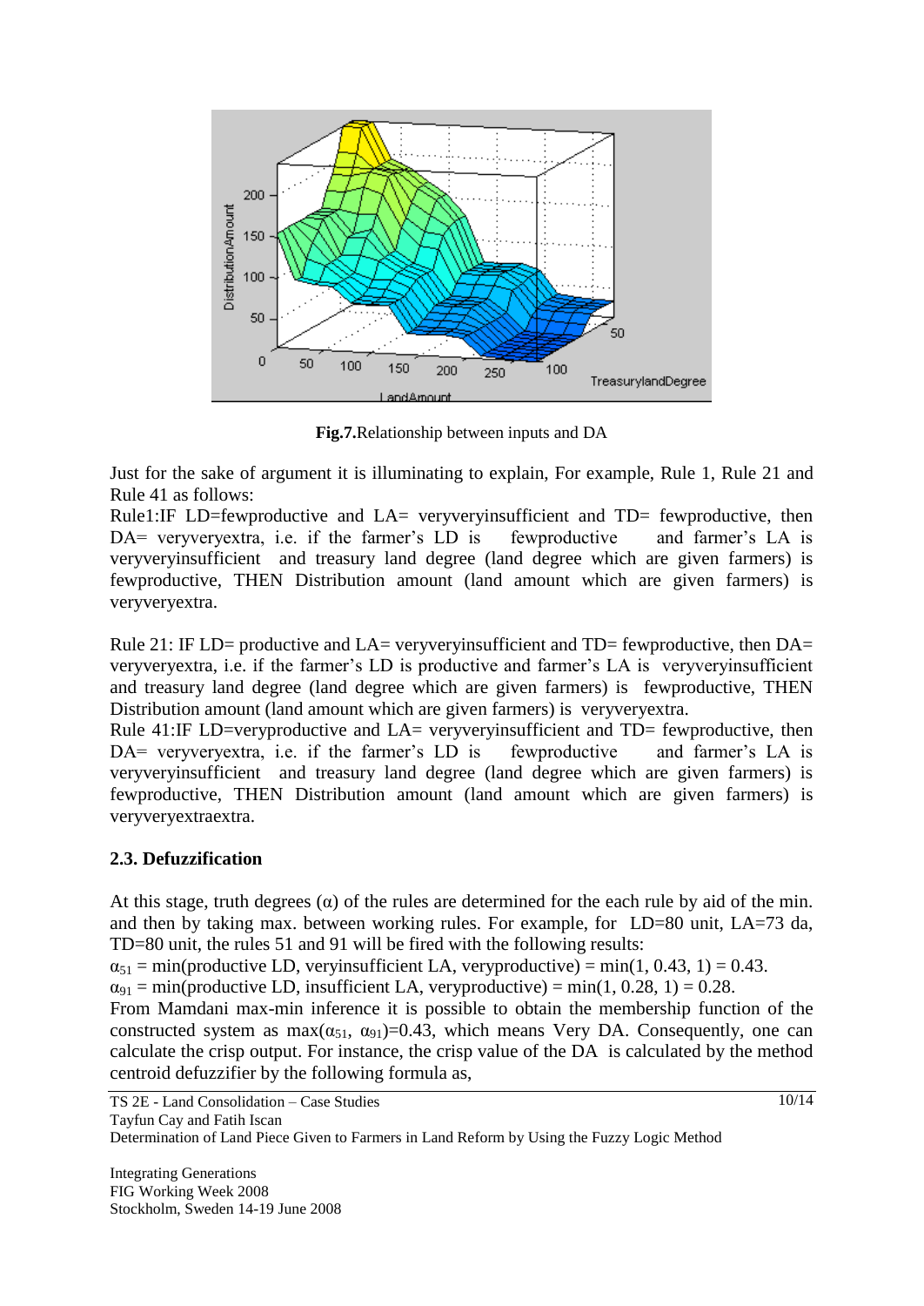**Fig.7.**Relationship between inputs and DA

Just for the sake of argument it is illuminating to explain, For example, Rule 1, Rule 21 and Rule 41 as follows:

Rule1:IF LD=fewproductive and LA= veryveryinsufficient and TD= fewproductive, then DA= veryveryextra, i.e. if the farmer's LD is fewproductive and farmer's LA is veryveryinsufficient and treasury land degree (land degree which are given farmers) is fewproductive, THEN Distribution amount (land amount which are given farmers) is veryveryextra.

Rule 21: IF LD= productive and LA= veryveryinsufficient and TD= fewproductive, then DA= veryveryextra, i.e. if the farmer's LD is productive and farmer's LA is veryveryinsufficient and treasury land degree (land degree which are given farmers) is fewproductive, THEN Distribution amount (land amount which are given farmers) is veryveryextra.

Rule 41:IF LD=veryproductive and LA= veryveryinsufficient and TD= fewproductive, then DA= veryveryextra, i.e. if the farmer's LD is fewproductive and farmer's LA is veryveryinsufficient and treasury land degree (land degree which are given farmers) is fewproductive, THEN Distribution amount (land amount which are given farmers) is veryveryextraextra.

### 2.3. Defuzzification

At this stage, truth degrees ($\alpha$) of the rules are determined for the each rule by aid of the min. and then by taking max. between working rules. For example, for LD=80 unit, LA=73 da, TD=80 unit, the rules 51 and 91 will be fired with the following results:

$\alpha_{51}$ = min(productive LD, veryinsufficient LA, veryproductive) = min(1, 0.43, 1) = 0.43.

$\alpha_{91}$ = min(productive LD, insufficient LA, veryproductive) = min(1, 0.28, 1) = 0.28.

From Mamdani max-min inference it is possible to obtain the membership function of the constructed system as max($\alpha_{51}$, $\alpha_{91}$)=0.43, which means Very DA. Consequently, one can calculate the crisp output. For instance, the crisp value of the DA is calculated by the method centroid defuzzifier by the following formula as,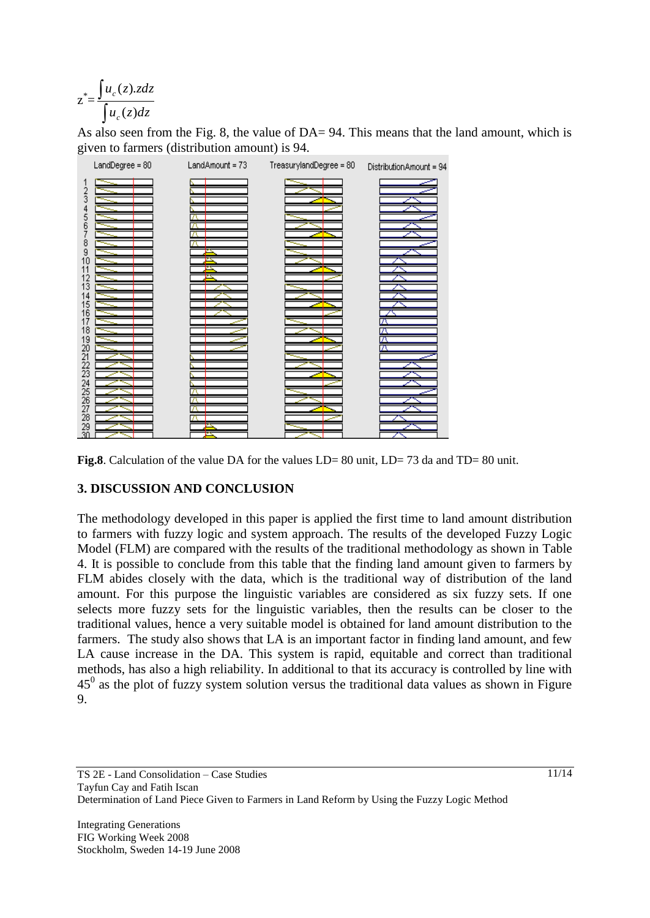$$z^* = \frac{\int u_c(z).zdz}{\int u_c(z)dz}$$

As also seen from the Fig. 8, the value of DA= 94. This means that the land amount, which is given to farmers (distribution amount) is 94.

**Fig.8**. Calculation of the value DA for the values LD= 80 unit, LD= 73 da and TD= 80 unit.

## 3. DISCUSSION AND CONCLUSION

The methodology developed in this paper is applied the first time to land amount distribution to farmers with fuzzy logic and system approach. The results of the developed Fuzzy Logic Model (FLM) are compared with the results of the traditional methodology as shown in Table 4. It is possible to conclude from this table that the finding land amount given to farmers by FLM abides closely with the data, which is the traditional way of distribution of the land amount. For this purpose the linguistic variables are considered as six fuzzy sets. If one selects more fuzzy sets for the linguistic variables, then the results can be closer to the traditional values, hence a very suitable model is obtained for land amount distribution to the farmers. The study also shows that LA is an important factor in finding land amount, and few LA cause increase in the DA. This system is rapid, equitable and correct than traditional methods, has also a high reliability. In additional to that its accuracy is controlled by line with $45^0$ as the plot of fuzzy system solution versus the traditional data values as shown in Figure 9.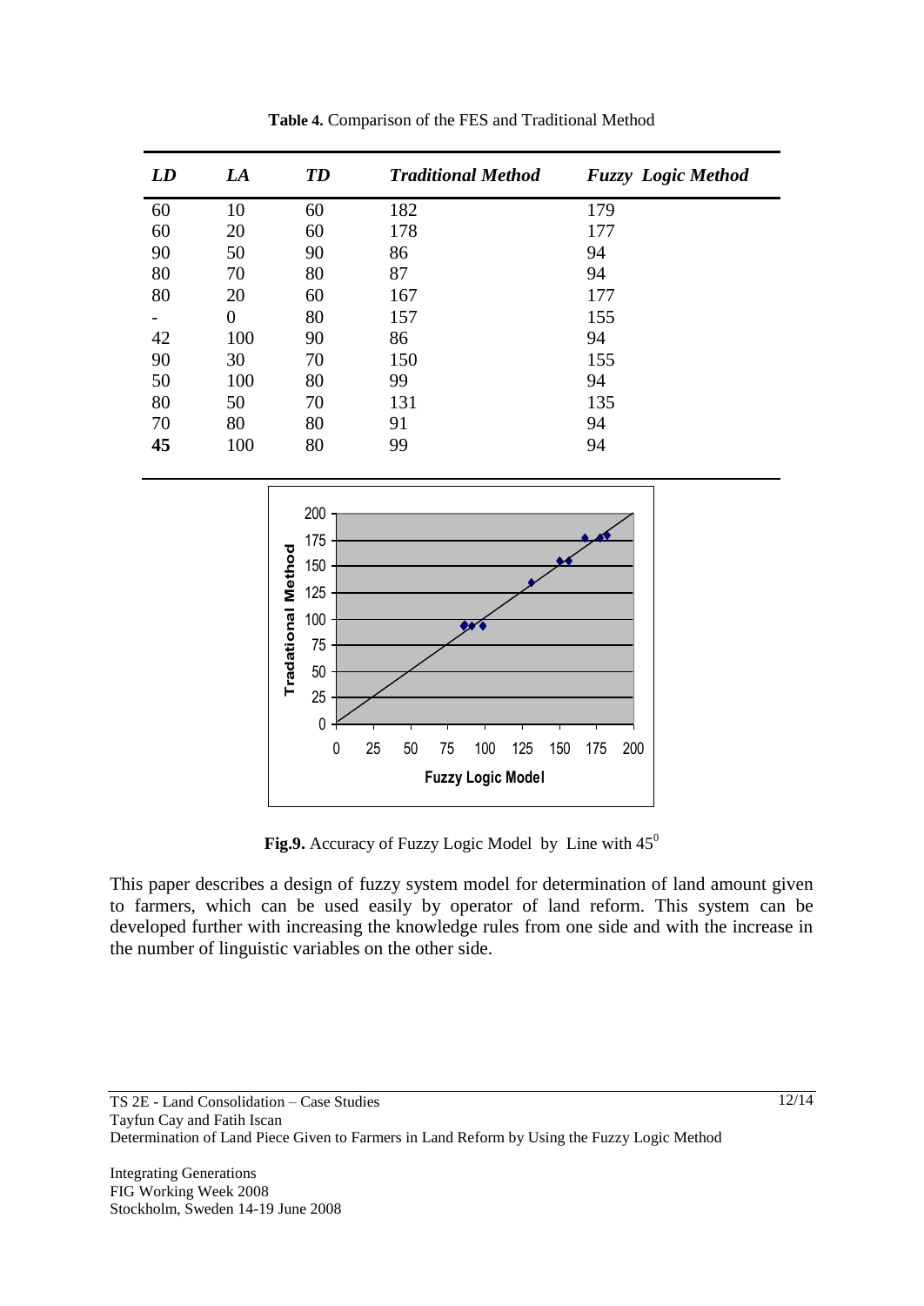**Table 4.** Comparison of the FES and Traditional Method

| *LD* | *LA* | *TD* | *Traditional Method* | *Fuzzy Logic Method* |
|---|---|---|---|---|
| 60 | 10 | 60 | 182 | 179 |
| 60 | 20 | 60 | 178 | 177 |
| 90 | 50 | 90 | 86 | 94 |
| 80 | 70 | 80 | 87 | 94 |
| 80 | 20 | 60 | 167 | 177 |
| - | 0 | 80 | 157 | 155 |
| 42 | 100 | 90 | 86 | 94 |
| 90 | 30 | 70 | 150 | 155 |
| 50 | 100 | 80 | 99 | 94 |
| 80 | 50 | 70 | 131 | 135 |
| 70 | 80 | 80 | 91 | 94 |
| **45** | 100 | 80 | 99 | 94 |

**Fig.9.** Accuracy of Fuzzy Logic Model by Line with $45^0$

This paper describes a design of fuzzy system model for determination of land amount given to farmers, which can be used easily by operator of land reform. This system can be developed further with increasing the knowledge rules from one side and with the increase in the number of linguistic variables on the other side.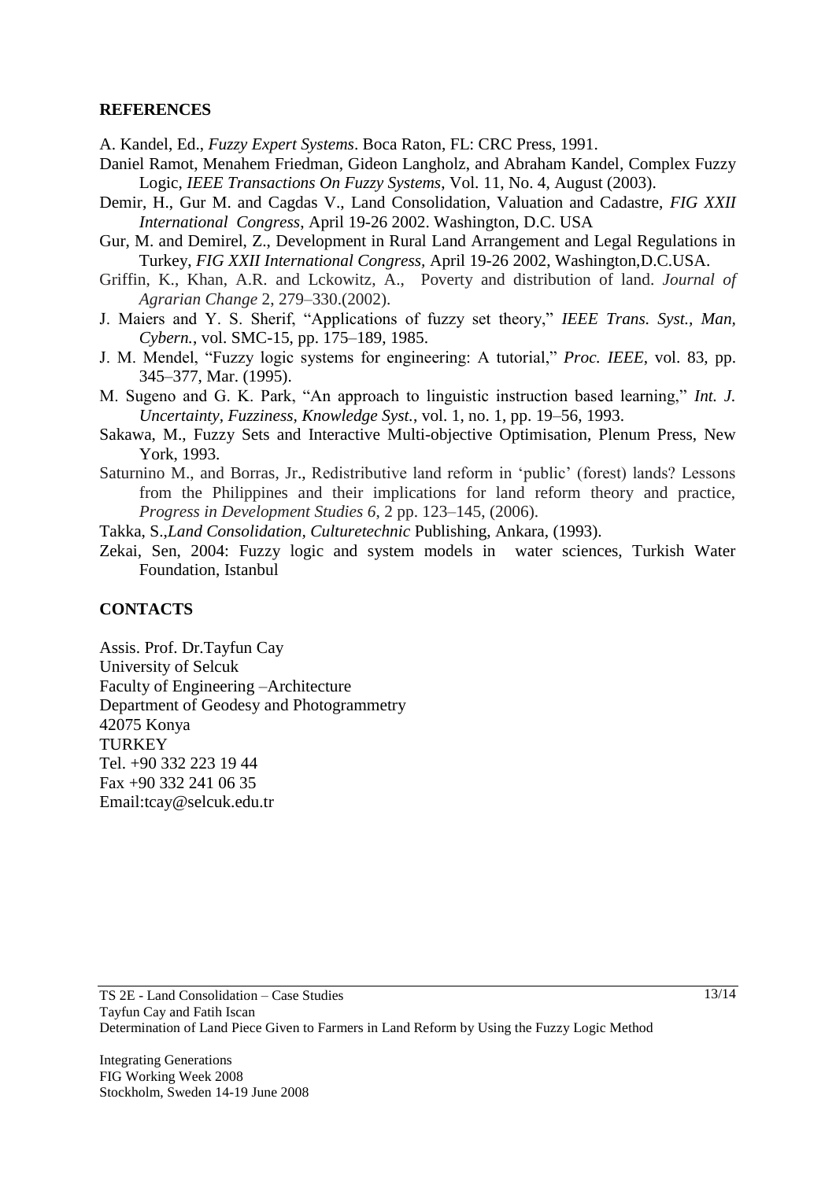## REFERENCES

A. Kandel, Ed., *Fuzzy Expert Systems*. Boca Raton, FL: CRC Press, 1991.

Daniel Ramot, Menahem Friedman, Gideon Langholz, and Abraham Kandel, Complex Fuzzy Logic, *IEEE Transactions On Fuzzy Systems*, Vol. 11, No. 4, August (2003).

Demir, H., Gur M. and Cagdas V., Land Consolidation, Valuation and Cadastre, *FIG XXII International Congress*, April 19-26 2002. Washington, D.C. USA

Gur, M. and Demirel, Z., Development in Rural Land Arrangement and Legal Regulations in Turkey, *FIG XXII International Congress*, April 19-26 2002, Washington,D.C.USA.

Griffin, K., Khan, A.R. and Lckowitz, A., Poverty and distribution of land. *Journal of Agrarian Change* 2, 279–330.(2002).

J. Maiers and Y. S. Sherif, "Applications of fuzzy set theory," *IEEE Trans. Syst., Man, Cybern.*, vol. SMC-15, pp. 175–189, 1985.

J. M. Mendel, "Fuzzy logic systems for engineering: A tutorial," *Proc. IEEE*, vol. 83, pp. 345–377, Mar. (1995).

M. Sugeno and G. K. Park, "An approach to linguistic instruction based learning," *Int. J. Uncertainty, Fuzziness, Knowledge Syst.*, vol. 1, no. 1, pp. 19–56, 1993.

Sakawa, M., Fuzzy Sets and Interactive Multi-objective Optimisation, Plenum Press, New York, 1993.

Saturnino M., and Borras, Jr., Redistributive land reform in 'public' (forest) lands? Lessons from the Philippines and their implications for land reform theory and practice, *Progress in Development Studies 6*, 2 pp. 123–145, (2006).

Takka, S.,*Land Consolidation, Culturetechnic* Publishing, Ankara, (1993).

Zekai, Sen, 2004: Fuzzy logic and system models in water sciences, Turkish Water Foundation, Istanbul

## CONTACTS

Assis. Prof. Dr.Tayfun Cay
University of Selcuk
Faculty of Engineering –Architecture
Department of Geodesy and Photogrammetry
42075 Konya
TURKEY
Tel. +90 332 223 19 44
Fax +90 332 241 06 35
Email:tcay@selcuk.edu.tr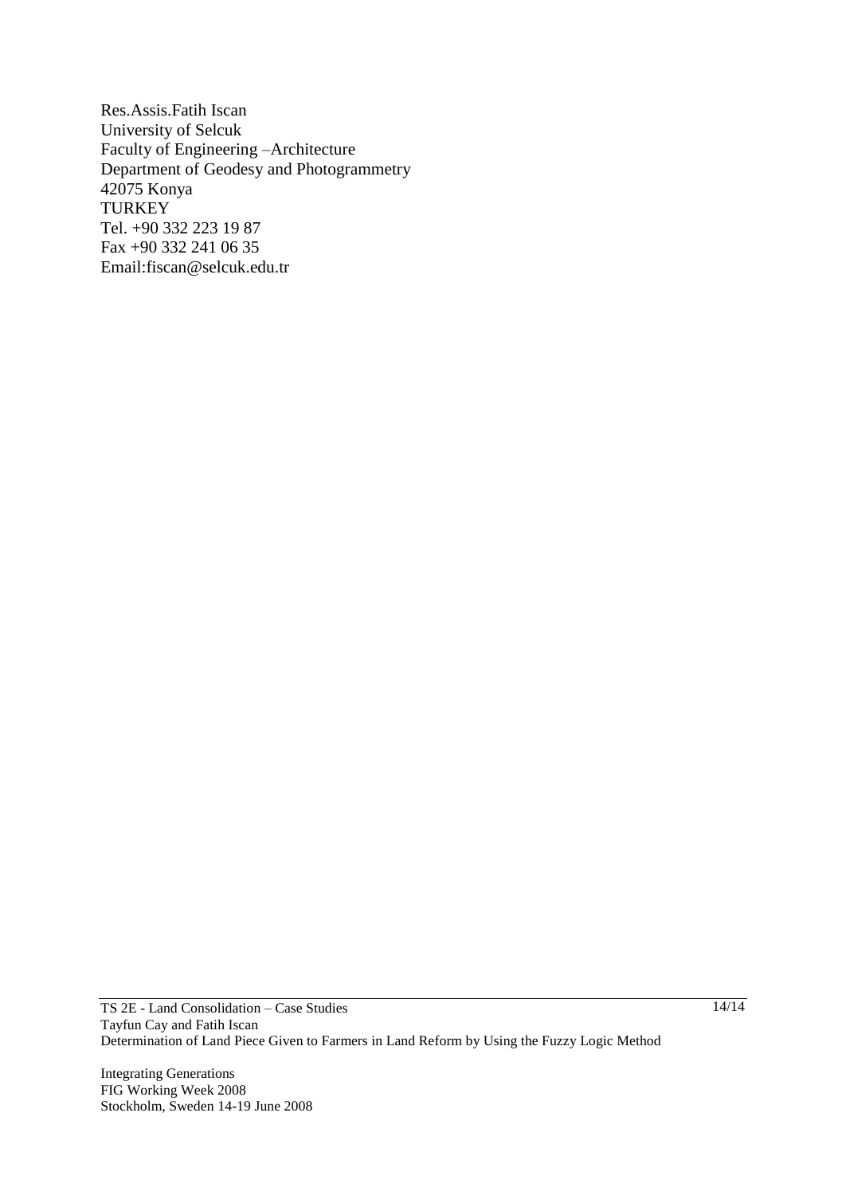Res.Assis.Fatih Iscan  
University of Selcuk  
Faculty of Engineering –Architecture  
Department of Geodesy and Photogrammetry  
42075 Konya  
TURKEY  
Tel. +90 332 223 19 87  
Fax +90 332 241 06 35  
Email:fiscan@selcuk.edu.tr